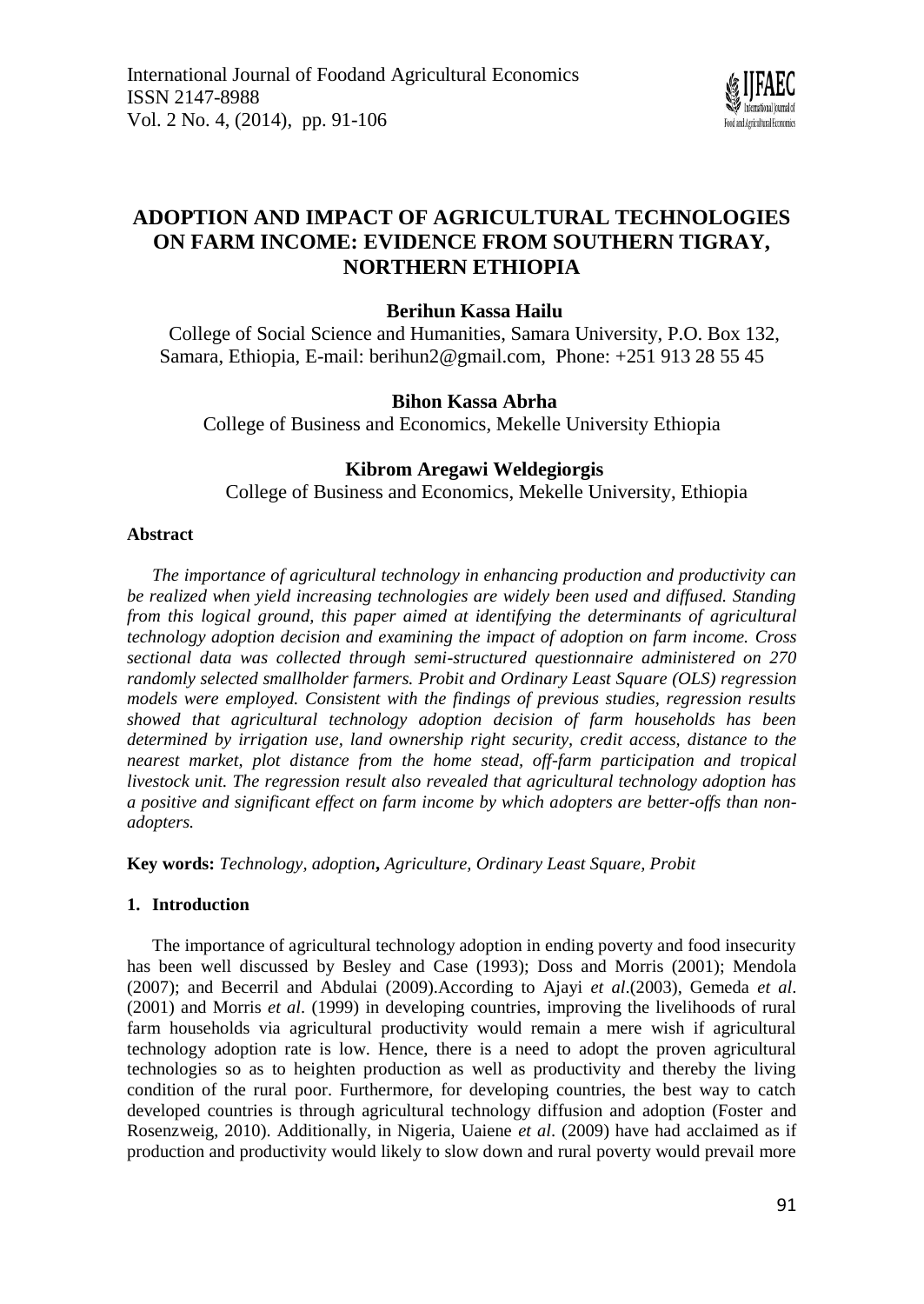# ADOPTION AND IMPACT OF AGRICULTURAL TECHNOLOGIES ON FARM INCOME: EVIDENCE FROM SOUTHERN TIGRAY, NORTHERN ETHIOPIA

**Berihun Kassa Hailu**

College of Social Science and Humanities, Samara University, P.O. Box 132, Samara, Ethiopia, E-mail: berihun2@gmail.com, Phone: +251 913 28 55 45

**Bihon Kassa Abrha**

College of Business and Economics, Mekelle University Ethiopia

**Kibrom Aregawi Weldegiorgis**

College of Business and Economics, Mekelle University, Ethiopia

**Abstract**

*The importance of agricultural technology in enhancing production and productivity can be realized when yield increasing technologies are widely been used and diffused. Standing from this logical ground, this paper aimed at identifying the determinants of agricultural technology adoption decision and examining the impact of adoption on farm income. Cross sectional data was collected through semi-structured questionnaire administered on 270 randomly selected smallholder farmers. Probit and Ordinary Least Square (OLS) regression models were employed. Consistent with the findings of previous studies, regression results showed that agricultural technology adoption decision of farm households has been determined by irrigation use, land ownership right security, credit access, distance to the nearest market, plot distance from the home stead, off-farm participation and tropical livestock unit. The regression result also revealed that agricultural technology adoption has a positive and significant effect on farm income by which adopters are better-offs than non-adopters.*

**Key words:** *Technology, adoption***,** *Agriculture, Ordinary Least Square, Probit*

## 1. Introduction

The importance of agricultural technology adoption in ending poverty and food insecurity has been well discussed by Besley and Case (1993); Doss and Morris (2001); Mendola (2007); and Becerril and Abdulai (2009).According to Ajayi *et al*.(2003), Gemeda *et al*. (2001) and Morris *et al*. (1999) in developing countries, improving the livelihoods of rural farm households via agricultural productivity would remain a mere wish if agricultural technology adoption rate is low. Hence, there is a need to adopt the proven agricultural technologies so as to heighten production as well as productivity and thereby the living condition of the rural poor. Furthermore, for developing countries, the best way to catch developed countries is through agricultural technology diffusion and adoption (Foster and Rosenzweig, 2010). Additionally, in Nigeria, Uaiene *et al*. (2009) have had acclaimed as if production and productivity would likely to slow down and rural poverty would prevail more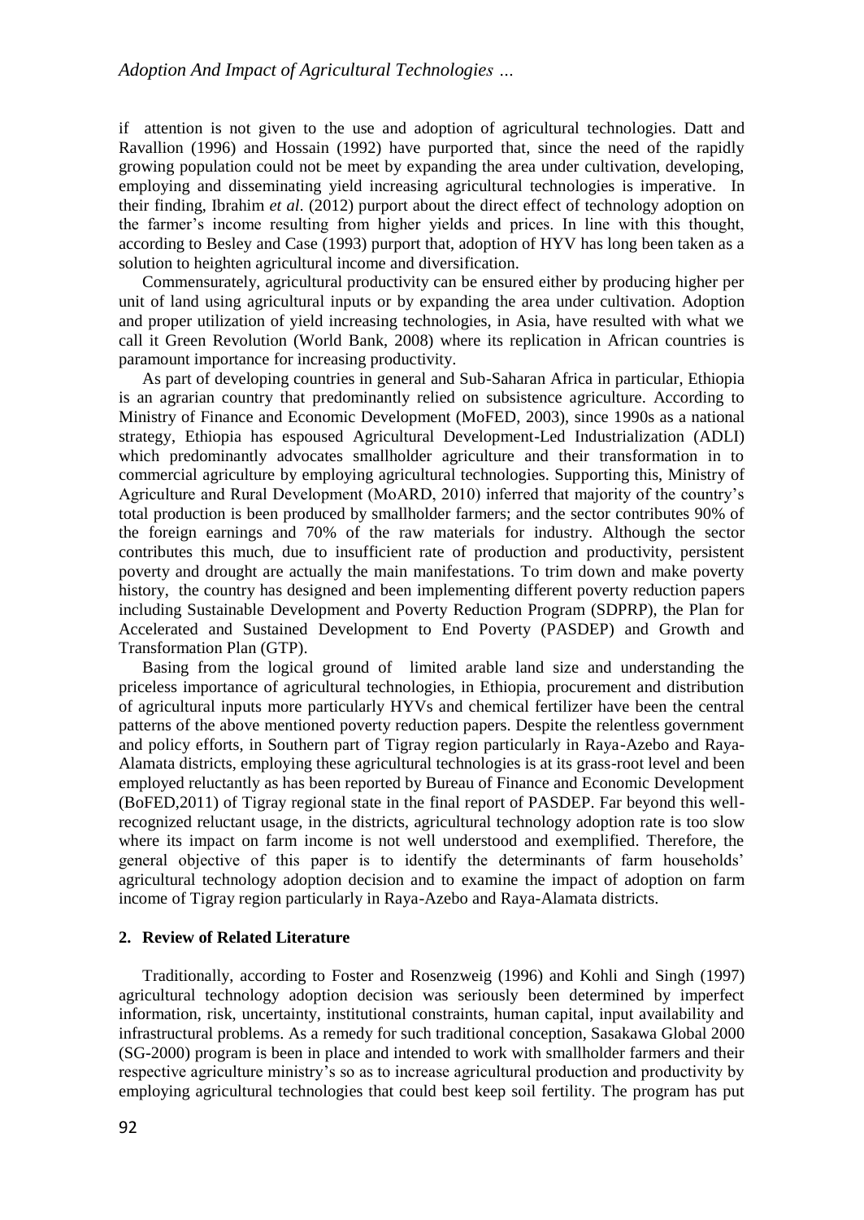if attention is not given to the use and adoption of agricultural technologies. Datt and Ravallion (1996) and Hossain (1992) have purported that, since the need of the rapidly growing population could not be meet by expanding the area under cultivation, developing, employing and disseminating yield increasing agricultural technologies is imperative. In their finding, Ibrahim *et al*. (2012) purport about the direct effect of technology adoption on the farmer's income resulting from higher yields and prices. In line with this thought, according to Besley and Case (1993) purport that, adoption of HYV has long been taken as a solution to heighten agricultural income and diversification.

Commensurately, agricultural productivity can be ensured either by producing higher per unit of land using agricultural inputs or by expanding the area under cultivation. Adoption and proper utilization of yield increasing technologies, in Asia, have resulted with what we call it Green Revolution (World Bank, 2008) where its replication in African countries is paramount importance for increasing productivity.

As part of developing countries in general and Sub-Saharan Africa in particular, Ethiopia is an agrarian country that predominantly relied on subsistence agriculture. According to Ministry of Finance and Economic Development (MoFED, 2003), since 1990s as a national strategy, Ethiopia has espoused Agricultural Development-Led Industrialization (ADLI) which predominantly advocates smallholder agriculture and their transformation in to commercial agriculture by employing agricultural technologies. Supporting this, Ministry of Agriculture and Rural Development (MoARD, 2010) inferred that majority of the country's total production is been produced by smallholder farmers; and the sector contributes 90% of the foreign earnings and 70% of the raw materials for industry. Although the sector contributes this much, due to insufficient rate of production and productivity, persistent poverty and drought are actually the main manifestations. To trim down and make poverty history, the country has designed and been implementing different poverty reduction papers including Sustainable Development and Poverty Reduction Program (SDPRP), the Plan for Accelerated and Sustained Development to End Poverty (PASDEP) and Growth and Transformation Plan (GTP).

Basing from the logical ground of limited arable land size and understanding the priceless importance of agricultural technologies, in Ethiopia, procurement and distribution of agricultural inputs more particularly HYVs and chemical fertilizer have been the central patterns of the above mentioned poverty reduction papers. Despite the relentless government and policy efforts, in Southern part of Tigray region particularly in Raya-Azebo and Raya-Alamata districts, employing these agricultural technologies is at its grass-root level and been employed reluctantly as has been reported by Bureau of Finance and Economic Development (BoFED,2011) of Tigray regional state in the final report of PASDEP. Far beyond this well-recognized reluctant usage, in the districts, agricultural technology adoption rate is too slow where its impact on farm income is not well understood and exemplified. Therefore, the general objective of this paper is to identify the determinants of farm households' agricultural technology adoption decision and to examine the impact of adoption on farm income of Tigray region particularly in Raya-Azebo and Raya-Alamata districts.

## 2. Review of Related Literature

Traditionally, according to Foster and Rosenzweig (1996) and Kohli and Singh (1997) agricultural technology adoption decision was seriously been determined by imperfect information, risk, uncertainty, institutional constraints, human capital, input availability and infrastructural problems. As a remedy for such traditional conception, Sasakawa Global 2000 (SG-2000) program is been in place and intended to work with smallholder farmers and their respective agriculture ministry's so as to increase agricultural production and productivity by employing agricultural technologies that could best keep soil fertility. The program has put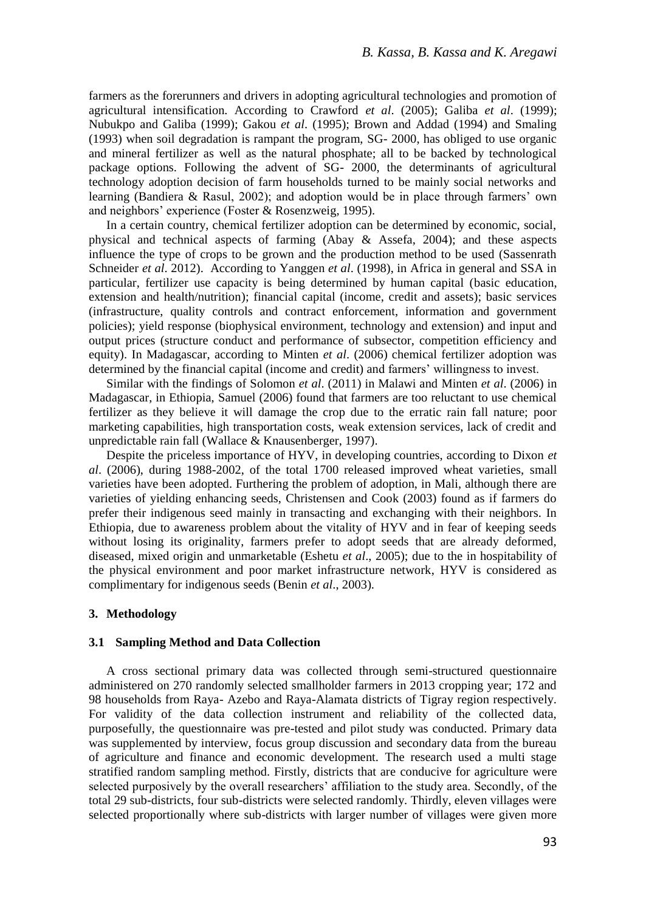farmers as the forerunners and drivers in adopting agricultural technologies and promotion of agricultural intensification. According to Crawford *et al*. (2005); Galiba *et al*. (1999); Nubukpo and Galiba (1999); Gakou *et al*. (1995); Brown and Addad (1994) and Smaling (1993) when soil degradation is rampant the program, SG- 2000, has obliged to use organic and mineral fertilizer as well as the natural phosphate; all to be backed by technological package options. Following the advent of SG- 2000, the determinants of agricultural technology adoption decision of farm households turned to be mainly social networks and learning (Bandiera & Rasul, 2002); and adoption would be in place through farmers' own and neighbors' experience (Foster & Rosenzweig, 1995).

In a certain country, chemical fertilizer adoption can be determined by economic, social, physical and technical aspects of farming (Abay & Assefa, 2004); and these aspects influence the type of crops to be grown and the production method to be used (Sassenrath Schneider *et al*. 2012). According to Yanggen *et al*. (1998), in Africa in general and SSA in particular, fertilizer use capacity is being determined by human capital (basic education, extension and health/nutrition); financial capital (income, credit and assets); basic services (infrastructure, quality controls and contract enforcement, information and government policies); yield response (biophysical environment, technology and extension) and input and output prices (structure conduct and performance of subsector, competition efficiency and equity). In Madagascar, according to Minten *et al*. (2006) chemical fertilizer adoption was determined by the financial capital (income and credit) and farmers' willingness to invest.

Similar with the findings of Solomon *et al*. (2011) in Malawi and Minten *et al*. (2006) in Madagascar, in Ethiopia, Samuel (2006) found that farmers are too reluctant to use chemical fertilizer as they believe it will damage the crop due to the erratic rain fall nature; poor marketing capabilities, high transportation costs, weak extension services, lack of credit and unpredictable rain fall (Wallace & Knausenberger, 1997).

Despite the priceless importance of HYV, in developing countries, according to Dixon *et al*. (2006), during 1988-2002, of the total 1700 released improved wheat varieties, small varieties have been adopted. Furthering the problem of adoption, in Mali, although there are varieties of yielding enhancing seeds, Christensen and Cook (2003) found as if farmers do prefer their indigenous seed mainly in transacting and exchanging with their neighbors. In Ethiopia, due to awareness problem about the vitality of HYV and in fear of keeping seeds without losing its originality, farmers prefer to adopt seeds that are already deformed, diseased, mixed origin and unmarketable (Eshetu *et al*., 2005); due to the in hospitability of the physical environment and poor market infrastructure network, HYV is considered as complimentary for indigenous seeds (Benin *et al*., 2003).

## 3. Methodology

### 3.1 Sampling Method and Data Collection

A cross sectional primary data was collected through semi-structured questionnaire administered on 270 randomly selected smallholder farmers in 2013 cropping year; 172 and 98 households from Raya- Azebo and Raya-Alamata districts of Tigray region respectively. For validity of the data collection instrument and reliability of the collected data, purposefully, the questionnaire was pre-tested and pilot study was conducted. Primary data was supplemented by interview, focus group discussion and secondary data from the bureau of agriculture and finance and economic development. The research used a multi stage stratified random sampling method. Firstly, districts that are conducive for agriculture were selected purposively by the overall researchers' affiliation to the study area. Secondly, of the total 29 sub-districts, four sub-districts were selected randomly. Thirdly, eleven villages were selected proportionally where sub-districts with larger number of villages were given more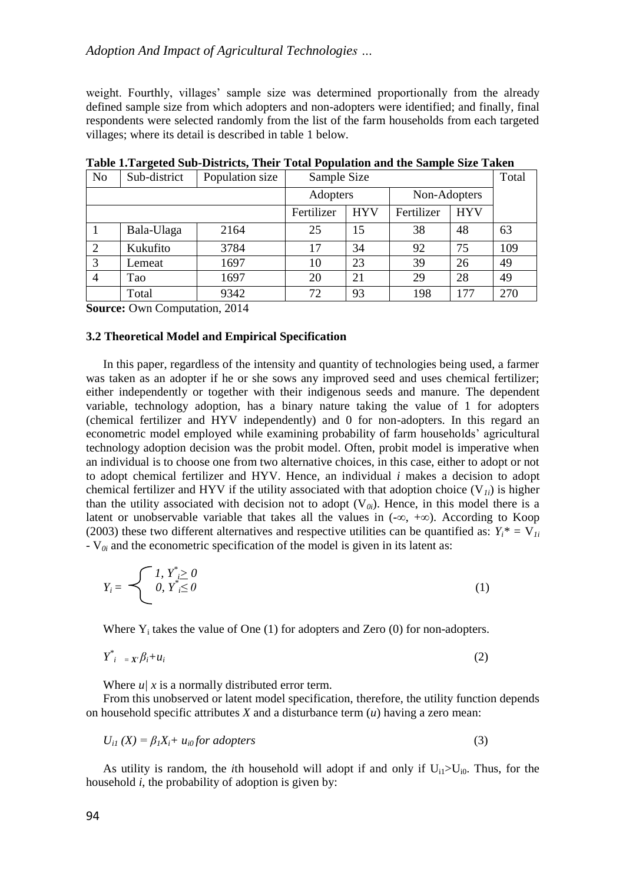weight. Fourthly, villages' sample size was determined proportionally from the already defined sample size from which adopters and non-adopters were identified; and finally, final respondents were selected randomly from the list of the farm households from each targeted villages; where its detail is described in table 1 below.

**Table 1.Targeted Sub-Districts, Their Total Population and the Sample Size Taken**

| No | Sub-district | Population size | Sample Size | | | | Total |
|---|---|---|---|---|---|---|---|
| | | | Adopters | | Non-Adopters | | |
| | | | Fertilizer | HYV | Fertilizer | HYV | |
| 1 | Bala-Ulaga | 2164 | 25 | 15 | 38 | 48 | 63 |
| 2 | Kukufito | 3784 | 17 | 34 | 92 | 75 | 109 |
| 3 | Lemeat | 1697 | 10 | 23 | 39 | 26 | 49 |
| 4 | Tao | 1697 | 20 | 21 | 29 | 28 | 49 |
| | Total | 9342 | 72 | 93 | 198 | 177 | 270 |

**Source:** Own Computation, 2014

### 3.2 Theoretical Model and Empirical Specification

In this paper, regardless of the intensity and quantity of technologies being used, a farmer was taken as an adopter if he or she sows any improved seed and uses chemical fertilizer; either independently or together with their indigenous seeds and manure. The dependent variable, technology adoption, has a binary nature taking the value of 1 for adopters (chemical fertilizer and HYV independently) and 0 for non-adopters. In this regard an econometric model employed while examining probability of farm households' agricultural technology adoption decision was the probit model. Often, probit model is imperative when an individual is to choose one from two alternative choices, in this case, either to adopt or not to adopt chemical fertilizer and HYV. Hence, an individual *i* makes a decision to adopt chemical fertilizer and HYV if the utility associated with that adoption choice ($V_{1i}$) is higher than the utility associated with decision not to adopt ($V_{0i}$). Hence, in this model there is a latent or unobservable variable that takes all the values in ($-\infty$, $+\infty$). According to Koop (2003) these two different alternatives and respective utilities can be quantified as: $Y_i^* = V_{1i} - V_{0i}$ and the econometric specification of the model is given in its latent as:

$$Y_i = \begin{cases} 1, & Y_i^* \geq 0 \\ 0, & Y_i^* \leq 0 \end{cases} \tag{1}$$

Where $Y_i$ takes the value of One (1) for adopters and Zero (0) for non-adopters.

$$Y_i^* = x'\beta_i + u_i \tag{2}$$

Where $u| x$ is a normally distributed error term.

From this unobserved or latent model specification, therefore, the utility function depends on household specific attributes $X$ and a disturbance term ($u$) having a zero mean:

$$U_{i1}(X) = \beta_1 X_i + u_{i0} \text{ for adopters} \tag{3}$$

As utility is random, the *i*th household will adopt if and only if $U_{i1} > U_{i0}$. Thus, for the household *i*, the probability of adoption is given by: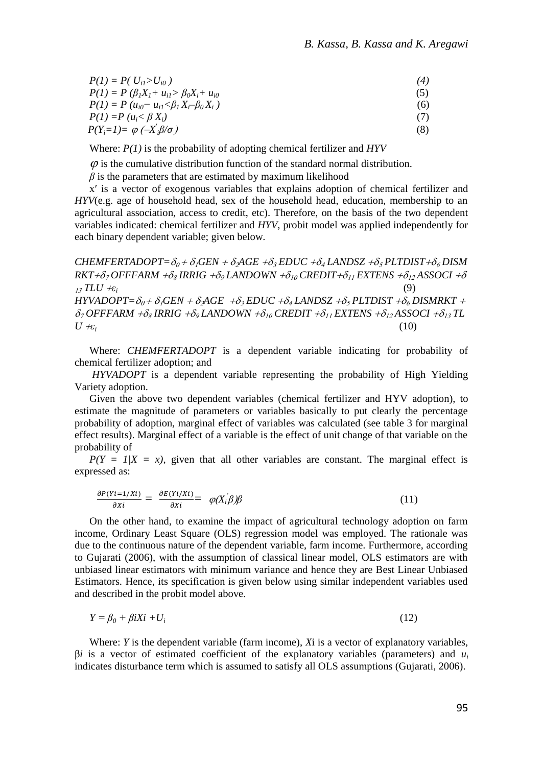$$P(1) = P( U_{i1}>U_{i0} ) \quad (4)$$

$$P(1) = P (\beta_1 X_1+ u_{i1}> \beta_0 X_i+ u_{i0} \quad (5)$$

$$P(1) = P (u_{i0}- u_{i1}<\beta_1 X_i-\beta_0 X_i ) \quad (6)$$

$$P(1) =P (u_i< \beta X_i) \quad (7)$$

$$P(Y_i=1)= \varphi (-X'_i\beta/\sigma ) \quad (8)$$

Where: $P(1)$ is the probability of adopting chemical fertilizer and *HYV*

$\varphi$ is the cumulative distribution function of the standard normal distribution.

$\beta$ is the parameters that are estimated by maximum likelihood

$x'$ is a vector of exogenous variables that explains adoption of chemical fertilizer and *HYV*(e.g. age of household head, sex of the household head, education, membership to an agricultural association, access to credit, etc). Therefore, on the basis of the two dependent variables indicated: chemical fertilizer and *HYV*, probit model was applied independently for each binary dependent variable; given below.

$$CHEMFERTADOPT=\delta_0 + \delta_1 GEN + \delta_2 AGE +\delta_3 EDUC +\delta_4 LANDSZ +\delta_5 PLTDIST+\delta_6 DISMRKT+\delta_7 OFFFARM +\delta_8 IRRIG +\delta_9 LANDOWN +\delta_{10} CREDIT+\delta_{11} EXTENS +\delta_{12} ASSOCI +\delta_{13} TLU +\varepsilon_i \quad (9)$$

$$HYVADOPT=\delta_0 + \delta_1 GEN + \delta_2 AGE +\delta_3 EDUC +\delta_4 LANDSZ +\delta_5 PLTDIST +\delta_6 DISMRKT + \delta_7 OFFFARM +\delta_8 IRRIG +\delta_9 LANDOWN +\delta_{10} CREDIT +\delta_{11} EXTENS +\delta_{12} ASSOCI +\delta_{13} TLU +\varepsilon_i \quad (10)$$

Where: *CHEMFERTADOPT* is a dependent variable indicating for probability of chemical fertilizer adoption; and

*HYVADOPT* is a dependent variable representing the probability of High Yielding Variety adoption.

Given the above two dependent variables (chemical fertilizer and HYV adoption), to estimate the magnitude of parameters or variables basically to put clearly the percentage probability of adoption, marginal effect of variables was calculated (see table 3 for marginal effect results). Marginal effect of a variable is the effect of unit change of that variable on the probability of

$P(Y = 1|X = x)$, given that all other variables are constant. The marginal effect is expressed as:

$$\frac{\partial P(Yi=1/Xi)}{\partial Xi} = \frac{\partial E(Yi/Xi)}{\partial Xi} = \varphi(X_i'\beta)\beta \quad (11)$$

On the other hand, to examine the impact of agricultural technology adoption on farm income, Ordinary Least Square (OLS) regression model was employed. The rationale was due to the continuous nature of the dependent variable, farm income. Furthermore, according to Gujarati (2006), with the assumption of classical linear model, OLS estimators are with unbiased linear estimators with minimum variance and hence they are Best Linear Unbiased Estimators. Hence, its specification is given below using similar independent variables used and described in the probit model above.

$$Y = \beta_0 + \beta iXi +U_i \quad (12)$$

Where: $Y$ is the dependent variable (farm income), $X$i is a vector of explanatory variables, $\beta i$ is a vector of estimated coefficient of the explanatory variables (parameters) and $u_i$ indicates disturbance term which is assumed to satisfy all OLS assumptions (Gujarati, 2006).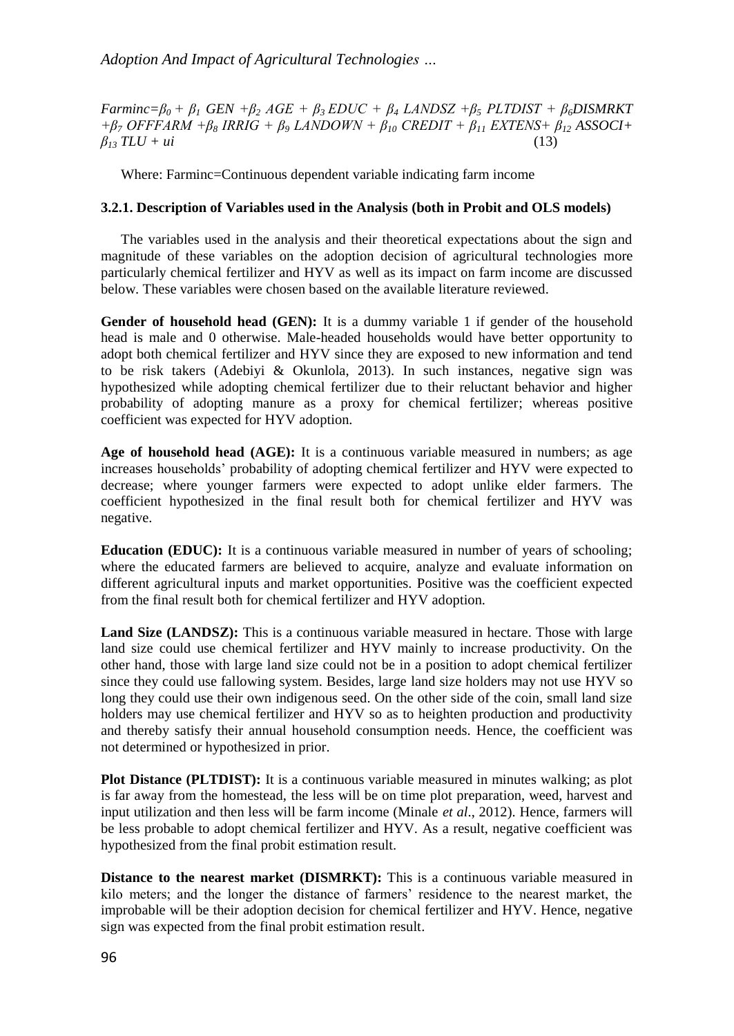$$Farminc = \beta_0 + \beta_1\ GEN + \beta_2\ AGE + \beta_3\ EDUC + \beta_4\ LANDSZ + \beta_5\ PLTDIST + \beta_6 DISMRKT + \beta_7\ OFFFARM + \beta_8\ IRRIG + \beta_9\ LANDOWN + \beta_{10}\ CREDIT + \beta_{11}\ EXTENS + \beta_{12}\ ASSOCI + \beta_{13}\ TLU + ui \quad (13)$$

Where: Farminc=Continuous dependent variable indicating farm income

### 3.2.1. Description of Variables used in the Analysis (both in Probit and OLS models)

The variables used in the analysis and their theoretical expectations about the sign and magnitude of these variables on the adoption decision of agricultural technologies more particularly chemical fertilizer and HYV as well as its impact on farm income are discussed below. These variables were chosen based on the available literature reviewed.

**Gender of household head (GEN):** It is a dummy variable 1 if gender of the household head is male and 0 otherwise. Male-headed households would have better opportunity to adopt both chemical fertilizer and HYV since they are exposed to new information and tend to be risk takers (Adebiyi & Okunlola, 2013). In such instances, negative sign was hypothesized while adopting chemical fertilizer due to their reluctant behavior and higher probability of adopting manure as a proxy for chemical fertilizer; whereas positive coefficient was expected for HYV adoption.

**Age of household head (AGE):** It is a continuous variable measured in numbers; as age increases households' probability of adopting chemical fertilizer and HYV were expected to decrease; where younger farmers were expected to adopt unlike elder farmers. The coefficient hypothesized in the final result both for chemical fertilizer and HYV was negative.

**Education (EDUC):** It is a continuous variable measured in number of years of schooling; where the educated farmers are believed to acquire, analyze and evaluate information on different agricultural inputs and market opportunities. Positive was the coefficient expected from the final result both for chemical fertilizer and HYV adoption.

**Land Size (LANDSZ):** This is a continuous variable measured in hectare. Those with large land size could use chemical fertilizer and HYV mainly to increase productivity. On the other hand, those with large land size could not be in a position to adopt chemical fertilizer since they could use fallowing system. Besides, large land size holders may not use HYV so long they could use their own indigenous seed. On the other side of the coin, small land size holders may use chemical fertilizer and HYV so as to heighten production and productivity and thereby satisfy their annual household consumption needs. Hence, the coefficient was not determined or hypothesized in prior.

**Plot Distance (PLTDIST):** It is a continuous variable measured in minutes walking; as plot is far away from the homestead, the less will be on time plot preparation, weed, harvest and input utilization and then less will be farm income (Minale *et al*., 2012). Hence, farmers will be less probable to adopt chemical fertilizer and HYV. As a result, negative coefficient was hypothesized from the final probit estimation result.

**Distance to the nearest market (DISMRKT):** This is a continuous variable measured in kilo meters; and the longer the distance of farmers' residence to the nearest market, the improbable will be their adoption decision for chemical fertilizer and HYV. Hence, negative sign was expected from the final probit estimation result.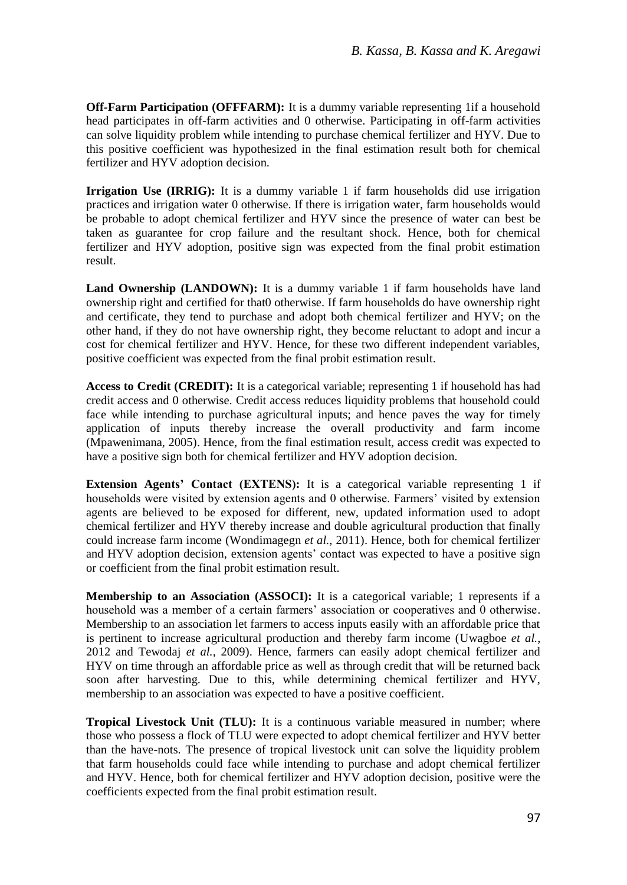**Off-Farm Participation (OFFFARM):** It is a dummy variable representing 1if a household head participates in off-farm activities and 0 otherwise. Participating in off-farm activities can solve liquidity problem while intending to purchase chemical fertilizer and HYV. Due to this positive coefficient was hypothesized in the final estimation result both for chemical fertilizer and HYV adoption decision.

**Irrigation Use (IRRIG):** It is a dummy variable 1 if farm households did use irrigation practices and irrigation water 0 otherwise. If there is irrigation water, farm households would be probable to adopt chemical fertilizer and HYV since the presence of water can best be taken as guarantee for crop failure and the resultant shock. Hence, both for chemical fertilizer and HYV adoption, positive sign was expected from the final probit estimation result.

**Land Ownership (LANDOWN):** It is a dummy variable 1 if farm households have land ownership right and certified for that0 otherwise. If farm households do have ownership right and certificate, they tend to purchase and adopt both chemical fertilizer and HYV; on the other hand, if they do not have ownership right, they become reluctant to adopt and incur a cost for chemical fertilizer and HYV. Hence, for these two different independent variables, positive coefficient was expected from the final probit estimation result.

**Access to Credit (CREDIT):** It is a categorical variable; representing 1 if household has had credit access and 0 otherwise. Credit access reduces liquidity problems that household could face while intending to purchase agricultural inputs; and hence paves the way for timely application of inputs thereby increase the overall productivity and farm income (Mpawenimana, 2005). Hence, from the final estimation result, access credit was expected to have a positive sign both for chemical fertilizer and HYV adoption decision.

**Extension Agents' Contact (EXTENS):** It is a categorical variable representing 1 if households were visited by extension agents and 0 otherwise. Farmers' visited by extension agents are believed to be exposed for different, new, updated information used to adopt chemical fertilizer and HYV thereby increase and double agricultural production that finally could increase farm income (Wondimagegn *et al.*, 2011). Hence, both for chemical fertilizer and HYV adoption decision, extension agents' contact was expected to have a positive sign or coefficient from the final probit estimation result.

**Membership to an Association (ASSOCI):** It is a categorical variable; 1 represents if a household was a member of a certain farmers' association or cooperatives and 0 otherwise. Membership to an association let farmers to access inputs easily with an affordable price that is pertinent to increase agricultural production and thereby farm income (Uwagboe *et al.*, 2012 and Tewodaj *et al.*, 2009). Hence, farmers can easily adopt chemical fertilizer and HYV on time through an affordable price as well as through credit that will be returned back soon after harvesting. Due to this, while determining chemical fertilizer and HYV, membership to an association was expected to have a positive coefficient.

**Tropical Livestock Unit (TLU):** It is a continuous variable measured in number; where those who possess a flock of TLU were expected to adopt chemical fertilizer and HYV better than the have-nots. The presence of tropical livestock unit can solve the liquidity problem that farm households could face while intending to purchase and adopt chemical fertilizer and HYV. Hence, both for chemical fertilizer and HYV adoption decision, positive were the coefficients expected from the final probit estimation result.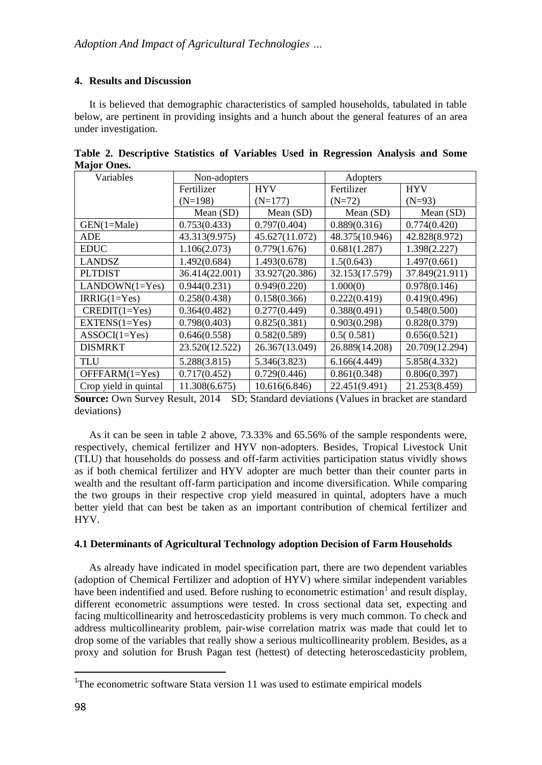## 4. Results and Discussion

It is believed that demographic characteristics of sampled households, tabulated in table below, are pertinent in providing insights and a hunch about the general features of an area under investigation.

**Table 2. Descriptive Statistics of Variables Used in Regression Analysis and Some Major Ones.**

| Variables | Non-adopters | | Adopters | |
|---|---|---|---|---|
| | Fertilizer (N=198) | HYV (N=177) | Fertilizer (N=72) | HYV (N=93) |
| | Mean (SD) | Mean (SD) | Mean (SD) | Mean (SD) |
| GEN(1=Male) | 0.753(0.433) | 0.797(0.404) | 0.889(0.316) | 0.774(0.420) |
| ADE | 43.313(9.975) | 45.627(11.072) | 48.375(10.946) | 42.828(8.972) |
| EDUC | 1.106(2.073) | 0.779(1.676) | 0.681(1.287) | 1.398(2.227) |
| LANDSZ | 1.492(0.684) | 1.493(0.678) | 1.5(0.643) | 1.497(0.661) |
| PLTDIST | 36.414(22.001) | 33.927(20.386) | 32.153(17.579) | 37.849(21.911) |
| LANDOWN(1=Yes) | 0.944(0.231) | 0.949(0.220) | 1.000(0) | 0.978(0.146) |
| IRRIG(1=Yes) | 0.258(0.438) | 0.158(0.366) | 0.222(0.419) | 0.419(0.496) |
| CREDIT(1=Yes) | 0.364(0.482) | 0.277(0.449) | 0.388(0.491) | 0.548(0.500) |
| EXTENS(1=Yes) | 0.798(0.403) | 0.825(0.381) | 0.903(0.298) | 0.828(0.379) |
| ASSOCI(1=Yes) | 0.646(0.558) | 0.582(0.589) | 0.5( 0.581) | 0.656(0.521) |
| DISMRKT | 23.520(12.522) | 26.367(13.049) | 26.889(14.208) | 20.709(12.294) |
| TLU | 5.288(3.815) | 5.346(3.823) | 6.166(4.449) | 5.858(4.332) |
| OFFFARM(1=Yes) | 0.717(0.452) | 0.729(0.446) | 0.861(0.348) | 0.806(0.397) |
| Crop yield in quintal | 11.308(6.675) | 10.616(6.846) | 22.451(9.491) | 21.253(8.459) |

**Source:** Own Survey Result, 2014  SD; Standard deviations (Values in bracket are standard deviations)

As it can be seen in table 2 above, 73.33% and 65.56% of the sample respondents were, respectively, chemical fertilizer and HYV non-adopters. Besides, Tropical Livestock Unit (TLU) that households do possess and off-farm activities participation status vividly shows as if both chemical fertilizer and HYV adopter are much better than their counter parts in wealth and the resultant off-farm participation and income diversification. While comparing the two groups in their respective crop yield measured in quintal, adopters have a much better yield that can best be taken as an important contribution of chemical fertilizer and HYV.

### 4.1 Determinants of Agricultural Technology adoption Decision of Farm Households

As already have indicated in model specification part, there are two dependent variables (adoption of Chemical Fertilizer and adoption of HYV) where similar independent variables have been indentified and used. Before rushing to econometric estimation[1] and result display, different econometric assumptions were tested. In cross sectional data set, expecting and facing multicollinearity and hetroscedasticity problems is very much common. To check and address multicollinearity problem, pair-wise correlation matrix was made that could let to drop some of the variables that really show a serious multicollinearity problem. Besides, as a proxy and solution for Brush Pagan test (hettest) of detecting heteroscedasticity problem,

[1]The econometric software Stata version 11 was used to estimate empirical models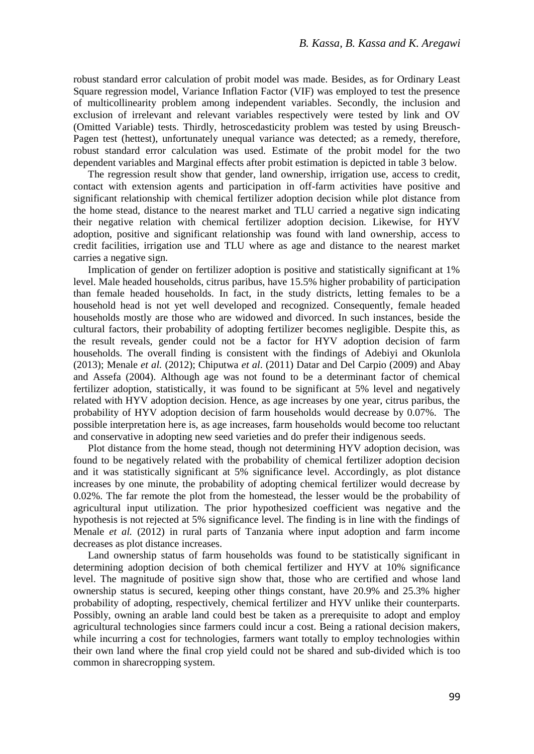robust standard error calculation of probit model was made. Besides, as for Ordinary Least Square regression model, Variance Inflation Factor (VIF) was employed to test the presence of multicollinearity problem among independent variables. Secondly, the inclusion and exclusion of irrelevant and relevant variables respectively were tested by link and OV (Omitted Variable) tests. Thirdly, hetroscedasticity problem was tested by using Breusch-Pagen test (hettest), unfortunately unequal variance was detected; as a remedy, therefore, robust standard error calculation was used. Estimate of the probit model for the two dependent variables and Marginal effects after probit estimation is depicted in table 3 below.

The regression result show that gender, land ownership, irrigation use, access to credit, contact with extension agents and participation in off-farm activities have positive and significant relationship with chemical fertilizer adoption decision while plot distance from the home stead, distance to the nearest market and TLU carried a negative sign indicating their negative relation with chemical fertilizer adoption decision. Likewise, for HYV adoption, positive and significant relationship was found with land ownership, access to credit facilities, irrigation use and TLU where as age and distance to the nearest market carries a negative sign.

Implication of gender on fertilizer adoption is positive and statistically significant at 1% level. Male headed households, citrus paribus, have 15.5% higher probability of participation than female headed households. In fact, in the study districts, letting females to be a household head is not yet well developed and recognized. Consequently, female headed households mostly are those who are widowed and divorced. In such instances, beside the cultural factors, their probability of adopting fertilizer becomes negligible. Despite this, as the result reveals, gender could not be a factor for HYV adoption decision of farm households. The overall finding is consistent with the findings of Adebiyi and Okunlola (2013); Menale *et al.* (2012); Chiputwa *et al*. (2011) Datar and Del Carpio (2009) and Abay and Assefa (2004). Although age was not found to be a determinant factor of chemical fertilizer adoption, statistically, it was found to be significant at 5% level and negatively related with HYV adoption decision. Hence, as age increases by one year, citrus paribus, the probability of HYV adoption decision of farm households would decrease by 0.07%. The possible interpretation here is, as age increases, farm households would become too reluctant and conservative in adopting new seed varieties and do prefer their indigenous seeds.

Plot distance from the home stead, though not determining HYV adoption decision, was found to be negatively related with the probability of chemical fertilizer adoption decision and it was statistically significant at 5% significance level. Accordingly, as plot distance increases by one minute, the probability of adopting chemical fertilizer would decrease by 0.02%. The far remote the plot from the homestead, the lesser would be the probability of agricultural input utilization. The prior hypothesized coefficient was negative and the hypothesis is not rejected at 5% significance level. The finding is in line with the findings of Menale *et al.* (2012) in rural parts of Tanzania where input adoption and farm income decreases as plot distance increases.

Land ownership status of farm households was found to be statistically significant in determining adoption decision of both chemical fertilizer and HYV at 10% significance level. The magnitude of positive sign show that, those who are certified and whose land ownership status is secured, keeping other things constant, have 20.9% and 25.3% higher probability of adopting, respectively, chemical fertilizer and HYV unlike their counterparts. Possibly, owning an arable land could best be taken as a prerequisite to adopt and employ agricultural technologies since farmers could incur a cost. Being a rational decision makers, while incurring a cost for technologies, farmers want totally to employ technologies within their own land where the final crop yield could not be shared and sub-divided which is too common in sharecropping system.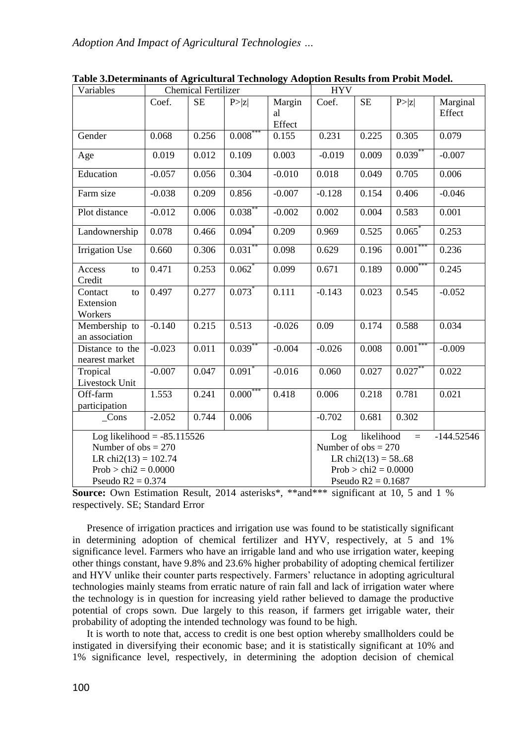**Table 3.Determinants of Agricultural Technology Adoption Results from Probit Model.**

| Variables | Chemical Fertilizer | | | | HYV | | | |
|---|---|---|---|---|---|---|---|---|
| | Coef. | SE | P>\|z\| | Marginal Effect | Coef. | SE | P>\|z\| | Marginal Effect |
| Gender | 0.068 | 0.256 | 0.008*** | 0.155 | 0.231 | 0.225 | 0.305 | 0.079 |
| Age | 0.019 | 0.012 | 0.109 | 0.003 | -0.019 | 0.009 | 0.039** | -0.007 |
| Education | -0.057 | 0.056 | 0.304 | -0.010 | 0.018 | 0.049 | 0.705 | 0.006 |
| Farm size | -0.038 | 0.209 | 0.856 | -0.007 | -0.128 | 0.154 | 0.406 | -0.046 |
| Plot distance | -0.012 | 0.006 | 0.038** | -0.002 | 0.002 | 0.004 | 0.583 | 0.001 |
| Landownership | 0.078 | 0.466 | 0.094* | 0.209 | 0.969 | 0.525 | 0.065* | 0.253 |
| Irrigation Use | 0.660 | 0.306 | 0.031** | 0.098 | 0.629 | 0.196 | 0.001*** | 0.236 |
| Access to Credit | 0.471 | 0.253 | 0.062* | 0.099 | 0.671 | 0.189 | 0.000*** | 0.245 |
| Contact to Extension Workers | 0.497 | 0.277 | 0.073* | 0.111 | -0.143 | 0.023 | 0.545 | -0.052 |
| Membership to an association | -0.140 | 0.215 | 0.513 | -0.026 | 0.09 | 0.174 | 0.588 | 0.034 |
| Distance to the nearest market | -0.023 | 0.011 | 0.039** | -0.004 | -0.026 | 0.008 | 0.001*** | -0.009 |
| Tropical Livestock Unit | -0.007 | 0.047 | 0.091* | -0.016 | 0.060 | 0.027 | 0.027** | 0.022 |
| Off-farm participation | 1.553 | 0.241 | 0.000*** | 0.418 | 0.006 | 0.218 | 0.781 | 0.021 |
| _Cons | -2.052 | 0.744 | 0.006 | | -0.702 | 0.681 | 0.302 | |
| Log likelihood = -85.115526; Number of obs = 270; LR chi2(13) = 102.74; Prob > chi2 = 0.0000; Pseudo R2 = 0.374 | | | | | Log likelihood = -144.52546; Number of obs = 270; LR chi2(13) = 58..68; Prob > chi2 = 0.0000; Pseudo R2 = 0.1687 | | | |

**Source:** Own Estimation Result, 2014 asterisks*, **and*** significant at 10, 5 and 1 % respectively. SE; Standard Error

Presence of irrigation practices and irrigation use was found to be statistically significant in determining adoption of chemical fertilizer and HYV, respectively, at 5 and 1% significance level. Farmers who have an irrigable land and who use irrigation water, keeping other things constant, have 9.8% and 23.6% higher probability of adopting chemical fertilizer and HYV unlike their counter parts respectively. Farmers' reluctance in adopting agricultural technologies mainly steams from erratic nature of rain fall and lack of irrigation water where the technology is in question for increasing yield rather believed to damage the productive potential of crops sown. Due largely to this reason, if farmers get irrigable water, their probability of adopting the intended technology was found to be high.

It is worth to note that, access to credit is one best option whereby smallholders could be instigated in diversifying their economic base; and it is statistically significant at 10% and 1% significance level, respectively, in determining the adoption decision of chemical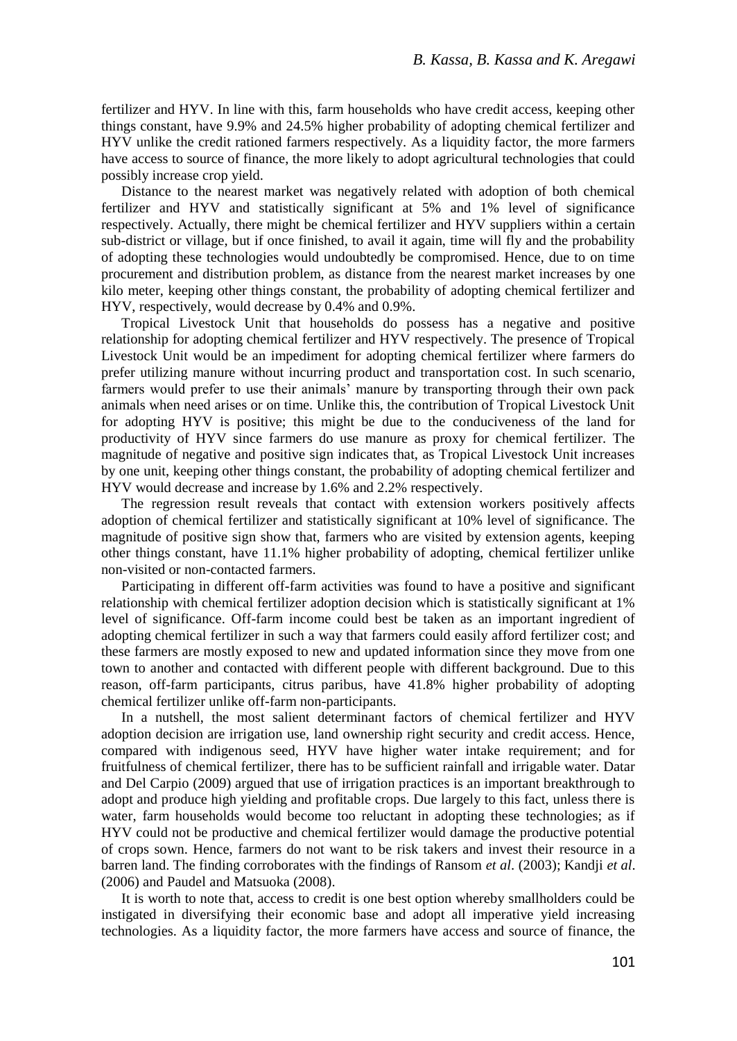fertilizer and HYV. In line with this, farm households who have credit access, keeping other things constant, have 9.9% and 24.5% higher probability of adopting chemical fertilizer and HYV unlike the credit rationed farmers respectively. As a liquidity factor, the more farmers have access to source of finance, the more likely to adopt agricultural technologies that could possibly increase crop yield.

Distance to the nearest market was negatively related with adoption of both chemical fertilizer and HYV and statistically significant at 5% and 1% level of significance respectively. Actually, there might be chemical fertilizer and HYV suppliers within a certain sub-district or village, but if once finished, to avail it again, time will fly and the probability of adopting these technologies would undoubtedly be compromised. Hence, due to on time procurement and distribution problem, as distance from the nearest market increases by one kilo meter, keeping other things constant, the probability of adopting chemical fertilizer and HYV, respectively, would decrease by 0.4% and 0.9%.

Tropical Livestock Unit that households do possess has a negative and positive relationship for adopting chemical fertilizer and HYV respectively. The presence of Tropical Livestock Unit would be an impediment for adopting chemical fertilizer where farmers do prefer utilizing manure without incurring product and transportation cost. In such scenario, farmers would prefer to use their animals' manure by transporting through their own pack animals when need arises or on time. Unlike this, the contribution of Tropical Livestock Unit for adopting HYV is positive; this might be due to the conduciveness of the land for productivity of HYV since farmers do use manure as proxy for chemical fertilizer. The magnitude of negative and positive sign indicates that, as Tropical Livestock Unit increases by one unit, keeping other things constant, the probability of adopting chemical fertilizer and HYV would decrease and increase by 1.6% and 2.2% respectively.

The regression result reveals that contact with extension workers positively affects adoption of chemical fertilizer and statistically significant at 10% level of significance. The magnitude of positive sign show that, farmers who are visited by extension agents, keeping other things constant, have 11.1% higher probability of adopting, chemical fertilizer unlike non-visited or non-contacted farmers.

Participating in different off-farm activities was found to have a positive and significant relationship with chemical fertilizer adoption decision which is statistically significant at 1% level of significance. Off-farm income could best be taken as an important ingredient of adopting chemical fertilizer in such a way that farmers could easily afford fertilizer cost; and these farmers are mostly exposed to new and updated information since they move from one town to another and contacted with different people with different background. Due to this reason, off-farm participants, citrus paribus, have 41.8% higher probability of adopting chemical fertilizer unlike off-farm non-participants.

In a nutshell, the most salient determinant factors of chemical fertilizer and HYV adoption decision are irrigation use, land ownership right security and credit access. Hence, compared with indigenous seed, HYV have higher water intake requirement; and for fruitfulness of chemical fertilizer, there has to be sufficient rainfall and irrigable water. Datar and Del Carpio (2009) argued that use of irrigation practices is an important breakthrough to adopt and produce high yielding and profitable crops. Due largely to this fact, unless there is water, farm households would become too reluctant in adopting these technologies; as if HYV could not be productive and chemical fertilizer would damage the productive potential of crops sown. Hence, farmers do not want to be risk takers and invest their resource in a barren land. The finding corroborates with the findings of Ransom *et al*. (2003); Kandji *et al*. (2006) and Paudel and Matsuoka (2008).

It is worth to note that, access to credit is one best option whereby smallholders could be instigated in diversifying their economic base and adopt all imperative yield increasing technologies. As a liquidity factor, the more farmers have access and source of finance, the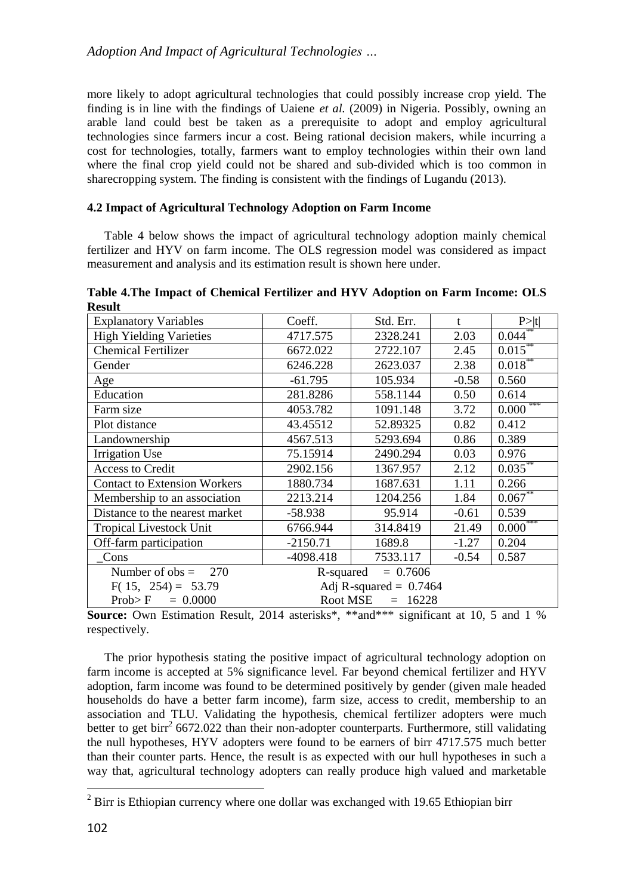more likely to adopt agricultural technologies that could possibly increase crop yield. The finding is in line with the findings of Uaiene *et al.* (2009) in Nigeria. Possibly, owning an arable land could best be taken as a prerequisite to adopt and employ agricultural technologies since farmers incur a cost. Being rational decision makers, while incurring a cost for technologies, totally, farmers want to employ technologies within their own land where the final crop yield could not be shared and sub-divided which is too common in sharecropping system. The finding is consistent with the findings of Lugandu (2013).

### 4.2 Impact of Agricultural Technology Adoption on Farm Income

Table 4 below shows the impact of agricultural technology adoption mainly chemical fertilizer and HYV on farm income. The OLS regression model was considered as impact measurement and analysis and its estimation result is shown here under.

**Table 4.The Impact of Chemical Fertilizer and HYV Adoption on Farm Income: OLS Result**

| Explanatory Variables | Coeff. | Std. Err. | t | P>\|t\| |
|---|---|---|---|---|
| High Yielding Varieties | 4717.575 | 2328.241 | 2.03 | 0.044** |
| Chemical Fertilizer | 6672.022 | 2722.107 | 2.45 | 0.015** |
| Gender | 6246.228 | 2623.037 | 2.38 | 0.018** |
| Age | -61.795 | 105.934 | -0.58 | 0.560 |
| Education | 281.8286 | 558.1144 | 0.50 | 0.614 |
| Farm size | 4053.782 | 1091.148 | 3.72 | 0.000*** |
| Plot distance | 43.45512 | 52.89325 | 0.82 | 0.412 |
| Landownership | 4567.513 | 5293.694 | 0.86 | 0.389 |
| Irrigation Use | 75.15914 | 2490.294 | 0.03 | 0.976 |
| Access to Credit | 2902.156 | 1367.957 | 2.12 | 0.035** |
| Contact to Extension Workers | 1880.734 | 1687.631 | 1.11 | 0.266 |
| Membership to an association | 2213.214 | 1204.256 | 1.84 | 0.067** |
| Distance to the nearest market | -58.938 | 95.914 | -0.61 | 0.539 |
| Tropical Livestock Unit | 6766.944 | 314.8419 | 21.49 | 0.000*** |
| Off-farm participation | -2150.71 | 1689.8 | -1.27 | 0.204 |
| _Cons | -4098.418 | 7533.117 | -0.54 | 0.587 |
| Number of obs = 270 | R-squared = 0.7606 | | | |
| F( 15, 254) = 53.79 | Adj R-squared = 0.7464 | | | |
| Prob> F = 0.0000 | Root MSE = 16228 | | | |

**Source:** Own Estimation Result, 2014 asterisks*, **and*** significant at 10, 5 and 1 % respectively.

The prior hypothesis stating the positive impact of agricultural technology adoption on farm income is accepted at 5% significance level. Far beyond chemical fertilizer and HYV adoption, farm income was found to be determined positively by gender (given male headed households do have a better farm income), farm size, access to credit, membership to an association and TLU. Validating the hypothesis, chemical fertilizer adopters were much better to get birr[2] 6672.022 than their non-adopter counterparts. Furthermore, still validating the null hypotheses, HYV adopters were found to be earners of birr 4717.575 much better than their counter parts. Hence, the result is as expected with our hull hypotheses in such a way that, agricultural technology adopters can really produce high valued and marketable

[2] Birr is Ethiopian currency where one dollar was exchanged with 19.65 Ethiopian birr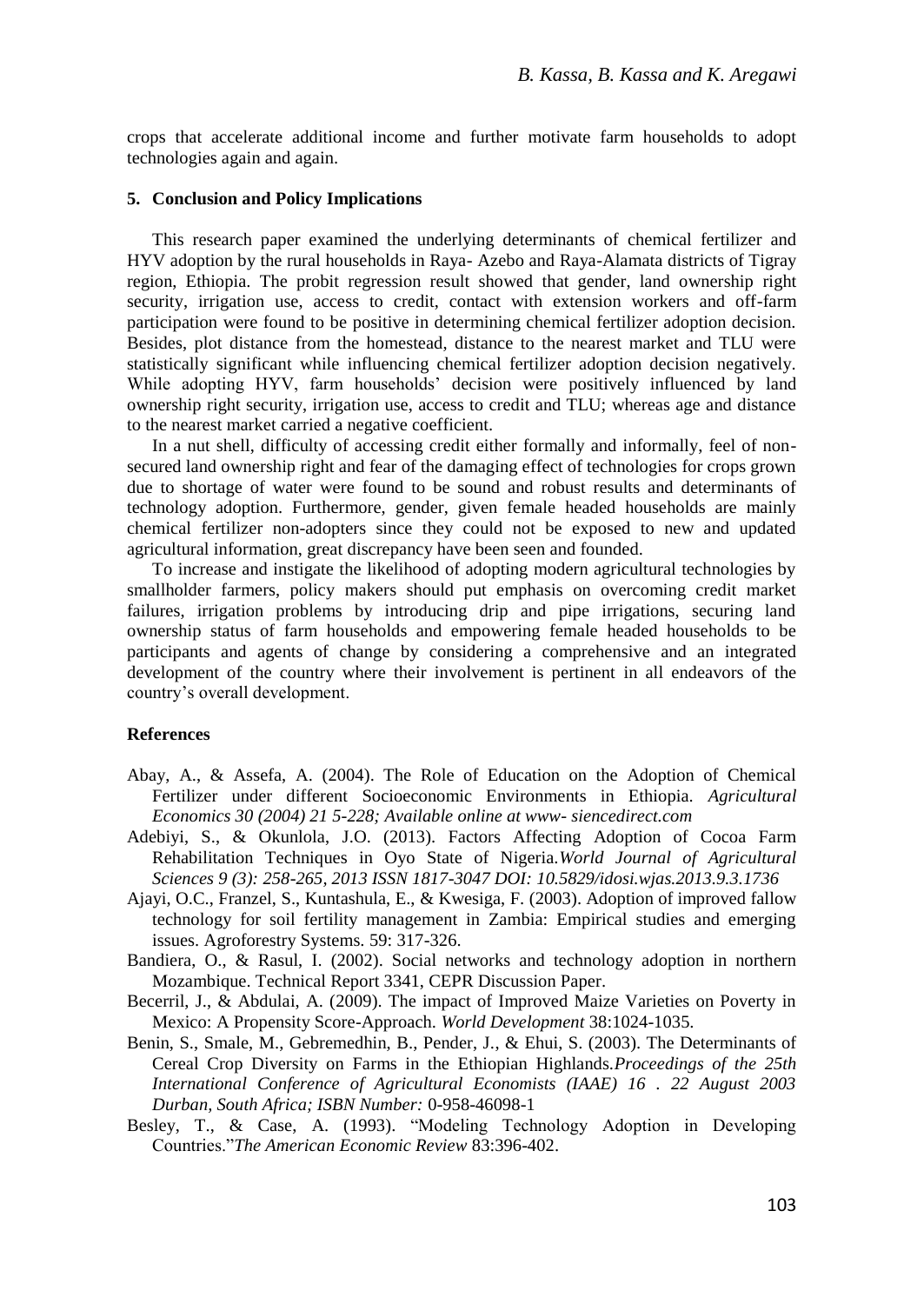crops that accelerate additional income and further motivate farm households to adopt technologies again and again.

## 5. Conclusion and Policy Implications

This research paper examined the underlying determinants of chemical fertilizer and HYV adoption by the rural households in Raya- Azebo and Raya-Alamata districts of Tigray region, Ethiopia. The probit regression result showed that gender, land ownership right security, irrigation use, access to credit, contact with extension workers and off-farm participation were found to be positive in determining chemical fertilizer adoption decision. Besides, plot distance from the homestead, distance to the nearest market and TLU were statistically significant while influencing chemical fertilizer adoption decision negatively. While adopting HYV, farm households' decision were positively influenced by land ownership right security, irrigation use, access to credit and TLU; whereas age and distance to the nearest market carried a negative coefficient.

In a nut shell, difficulty of accessing credit either formally and informally, feel of non-secured land ownership right and fear of the damaging effect of technologies for crops grown due to shortage of water were found to be sound and robust results and determinants of technology adoption. Furthermore, gender, given female headed households are mainly chemical fertilizer non-adopters since they could not be exposed to new and updated agricultural information, great discrepancy have been seen and founded.

To increase and instigate the likelihood of adopting modern agricultural technologies by smallholder farmers, policy makers should put emphasis on overcoming credit market failures, irrigation problems by introducing drip and pipe irrigations, securing land ownership status of farm households and empowering female headed households to be participants and agents of change by considering a comprehensive and an integrated development of the country where their involvement is pertinent in all endeavors of the country's overall development.

## References

Abay, A., & Assefa, A. (2004). The Role of Education on the Adoption of Chemical Fertilizer under different Socioeconomic Environments in Ethiopia. *Agricultural Economics 30 (2004) 21 5-228; Available online at www- siencedirect.com*

Adebiyi, S., & Okunlola, J.O. (2013). Factors Affecting Adoption of Cocoa Farm Rehabilitation Techniques in Oyo State of Nigeria.*World Journal of Agricultural Sciences 9 (3): 258-265, 2013 ISSN 1817-3047 DOI: 10.5829/idosi.wjas.2013.9.3.1736*

Ajayi, O.C., Franzel, S., Kuntashula, E., & Kwesiga, F. (2003). Adoption of improved fallow technology for soil fertility management in Zambia: Empirical studies and emerging issues. Agroforestry Systems. 59: 317-326.

Bandiera, O., & Rasul, I. (2002). Social networks and technology adoption in northern Mozambique. Technical Report 3341, CEPR Discussion Paper.

Becerril, J., & Abdulai, A. (2009). The impact of Improved Maize Varieties on Poverty in Mexico: A Propensity Score-Approach. *World Development* 38:1024-1035.

Benin, S., Smale, M., Gebremedhin, B., Pender, J., & Ehui, S. (2003). The Determinants of Cereal Crop Diversity on Farms in the Ethiopian Highlands.*Proceedings of the 25th International Conference of Agricultural Economists (IAAE) 16 . 22 August 2003 Durban, South Africa; ISBN Number:* 0-958-46098-1

Besley, T., & Case, A. (1993). "Modeling Technology Adoption in Developing Countries."*The American Economic Review* 83:396-402.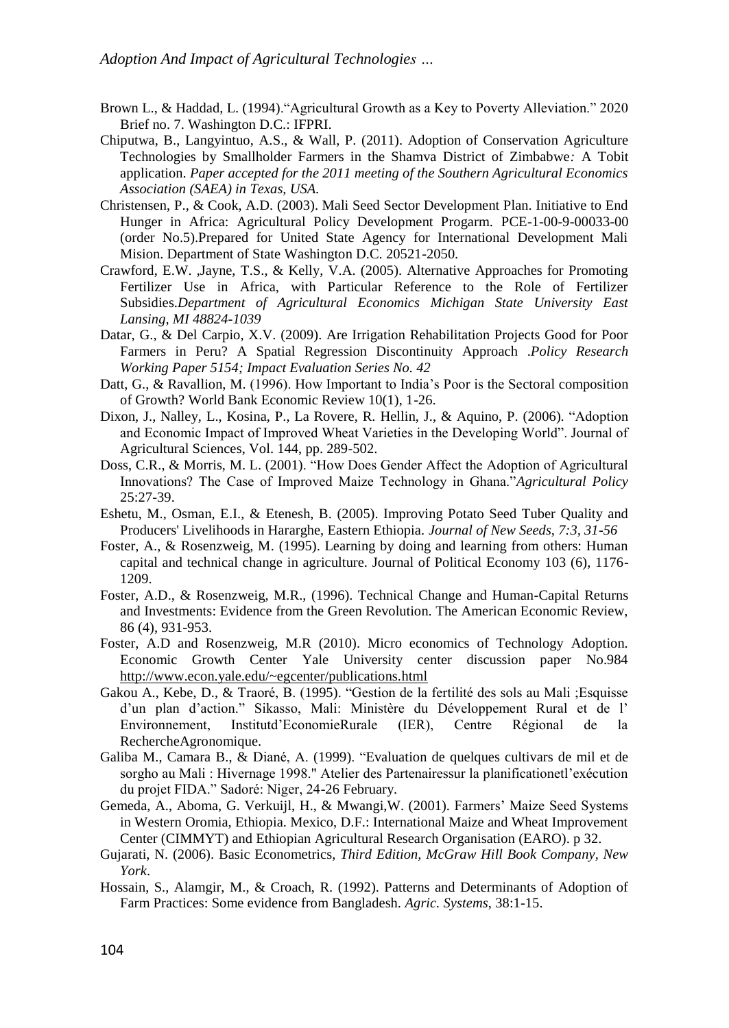Brown L., & Haddad, L. (1994)."Agricultural Growth as a Key to Poverty Alleviation." 2020 Brief no. 7. Washington D.C.: IFPRI.

Chiputwa, B., Langyintuo, A.S., & Wall, P. (2011). Adoption of Conservation Agriculture Technologies by Smallholder Farmers in the Shamva District of Zimbabwe*:* A Tobit application. *Paper accepted for the 2011 meeting of the Southern Agricultural Economics Association (SAEA) in Texas, USA.*

Christensen, P., & Cook, A.D. (2003). Mali Seed Sector Development Plan. Initiative to End Hunger in Africa: Agricultural Policy Development Progarm. PCE-1-00-9-00033-00 (order No.5).Prepared for United State Agency for International Development Mali Mision. Department of State Washington D.C. 20521-2050.

Crawford, E.W. ,Jayne, T.S., & Kelly, V.A. (2005). Alternative Approaches for Promoting Fertilizer Use in Africa, with Particular Reference to the Role of Fertilizer Subsidies.*Department of Agricultural Economics Michigan State University East Lansing, MI 48824-1039*

Datar, G., & Del Carpio, X.V. (2009). Are Irrigation Rehabilitation Projects Good for Poor Farmers in Peru? A Spatial Regression Discontinuity Approach .*Policy Research Working Paper 5154; Impact Evaluation Series No. 42*

Datt, G., & Ravallion, M. (1996). How Important to India's Poor is the Sectoral composition of Growth? World Bank Economic Review 10(1), 1-26.

Dixon, J., Nalley, L., Kosina, P., La Rovere, R. Hellin, J., & Aquino, P. (2006). "Adoption and Economic Impact of Improved Wheat Varieties in the Developing World". Journal of Agricultural Sciences, Vol. 144, pp. 289-502.

Doss, C.R., & Morris, M. L. (2001). "How Does Gender Affect the Adoption of Agricultural Innovations? The Case of Improved Maize Technology in Ghana."*Agricultural Policy* 25:27-39.

Eshetu, M., Osman, E.I., & Etenesh, B. (2005). Improving Potato Seed Tuber Quality and Producers' Livelihoods in Hararghe, Eastern Ethiopia. *Journal of New Seeds, 7:3, 31-56*

Foster, A., & Rosenzweig, M. (1995). Learning by doing and learning from others: Human capital and technical change in agriculture. Journal of Political Economy 103 (6), 1176-1209.

Foster, A.D., & Rosenzweig, M.R., (1996). Technical Change and Human-Capital Returns and Investments: Evidence from the Green Revolution. The American Economic Review, 86 (4), 931-953.

Foster, A.D and Rosenzweig, M.R (2010). Micro economics of Technology Adoption. Economic Growth Center Yale University center discussion paper No.984 http://www.econ.yale.edu/~egcenter/publications.html

Gakou A., Kebe, D., & Traoré, B. (1995). "Gestion de la fertilité des sols au Mali ;Esquisse d'un plan d'action." Sikasso, Mali: Ministère du Développement Rural et de l' Environnement, Institutd'EconomieRurale (IER), Centre Régional de la RechercheAgronomique.

Galiba M., Camara B., & Diané, A. (1999). "Evaluation de quelques cultivars de mil et de sorgho au Mali : Hivernage 1998." Atelier des Partenairessur la planificationetl'exécution du projet FIDA." Sadoré: Niger, 24-26 February.

Gemeda, A., Aboma, G. Verkuijl, H., & Mwangi,W. (2001). Farmers' Maize Seed Systems in Western Oromia, Ethiopia. Mexico, D.F.: International Maize and Wheat Improvement Center (CIMMYT) and Ethiopian Agricultural Research Organisation (EARO). p 32.

Gujarati, N. (2006). Basic Econometrics, *Third Edition, McGraw Hill Book Company, New York*.

Hossain, S., Alamgir, M., & Croach, R. (1992). Patterns and Determinants of Adoption of Farm Practices: Some evidence from Bangladesh. *Agric. Systems*, 38:1-15.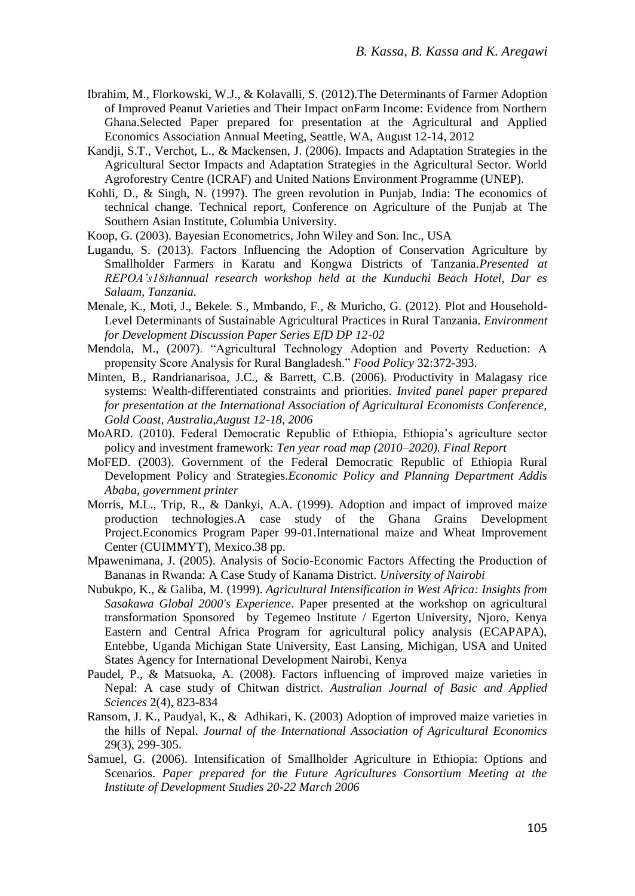Ibrahim, M., Florkowski, W.J., & Kolavalli, S. (2012).The Determinants of Farmer Adoption of Improved Peanut Varieties and Their Impact onFarm Income: Evidence from Northern Ghana.Selected Paper prepared for presentation at the Agricultural and Applied Economics Association Annual Meeting, Seattle, WA, August 12-14, 2012

Kandji, S.T., Verchot, L., & Mackensen, J. (2006). Impacts and Adaptation Strategies in the Agricultural Sector Impacts and Adaptation Strategies in the Agricultural Sector. World Agroforestry Centre (ICRAF) and United Nations Environment Programme (UNEP).

Kohli, D., & Singh, N. (1997). The green revolution in Punjab, India: The economics of technical change. Technical report, Conference on Agriculture of the Punjab at The Southern Asian Institute, Columbia University.

Koop, G. (2003). Bayesian Econometrics, John Wiley and Son. Inc., USA

Lugandu, S. (2013). Factors Influencing the Adoption of Conservation Agriculture by Smallholder Farmers in Karatu and Kongwa Districts of Tanzania.*Presented at REPOA's18thannual research workshop held at the Kunduchi Beach Hotel, Dar es Salaam, Tanzania.*

Menale, K., Moti, J., Bekele. S., Mmbando, F., & Muricho, G. (2012). Plot and Household-Level Determinants of Sustainable Agricultural Practices in Rural Tanzania. *Environment for Development Discussion Paper Series EfD DP 12-02*

Mendola, M., (2007). "Agricultural Technology Adoption and Poverty Reduction: A propensity Score Analysis for Rural Bangladesh." *Food Policy* 32:372-393.

Minten, B., Randrianarisoa, J.C., & Barrett, C.B. (2006). Productivity in Malagasy rice systems: Wealth-differentiated constraints and priorities. *Invited panel paper prepared for presentation at the International Association of Agricultural Economists Conference, Gold Coast, Australia,August 12-18, 2006*

MoARD. (2010). Federal Democratic Republic of Ethiopia, Ethiopia's agriculture sector policy and investment framework: *Ten year road map (2010–2020). Final Report*

MoFED. (2003). Government of the Federal Democratic Republic of Ethiopia Rural Development Policy and Strategies.*Economic Policy and Planning Department Addis Ababa, government printer*

Morris, M.L., Trip, R., & Dankyi, A.A. (1999). Adoption and impact of improved maize production technologies.A case study of the Ghana Grains Development Project.Economics Program Paper 99-01.International maize and Wheat Improvement Center (CUIMMYT), Mexico.38 pp.

Mpawenimana, J. (2005). Analysis of Socio-Economic Factors Affecting the Production of Bananas in Rwanda: A Case Study of Kanama District. *University of Nairobi*

Nubukpo, K., & Galiba, M. (1999). *Agricultural Intensification in West Africa: Insights from Sasakawa Global 2000's Experience*. Paper presented at the workshop on agricultural transformation Sponsored by Tegemeo Institute / Egerton University, Njoro, Kenya Eastern and Central Africa Program for agricultural policy analysis (ECAPAPA), Entebbe, Uganda Michigan State University, East Lansing, Michigan, USA and United States Agency for International Development Nairobi, Kenya

Paudel, P., & Matsuoka, A. (2008). Factors influencing of improved maize varieties in Nepal: A case study of Chitwan district. *Australian Journal of Basic and Applied Sciences* 2(4), 823-834

Ransom, J. K., Paudyal, K., & Adhikari, K. (2003) Adoption of improved maize varieties in the hills of Nepal. *Journal of the International Association of Agricultural Economics* 29(3), 299-305.

Samuel, G. (2006). Intensification of Smallholder Agriculture in Ethiopia: Options and Scenarios. *Paper prepared for the Future Agricultures Consortium Meeting at the Institute of Development Studies 20-22 March 2006*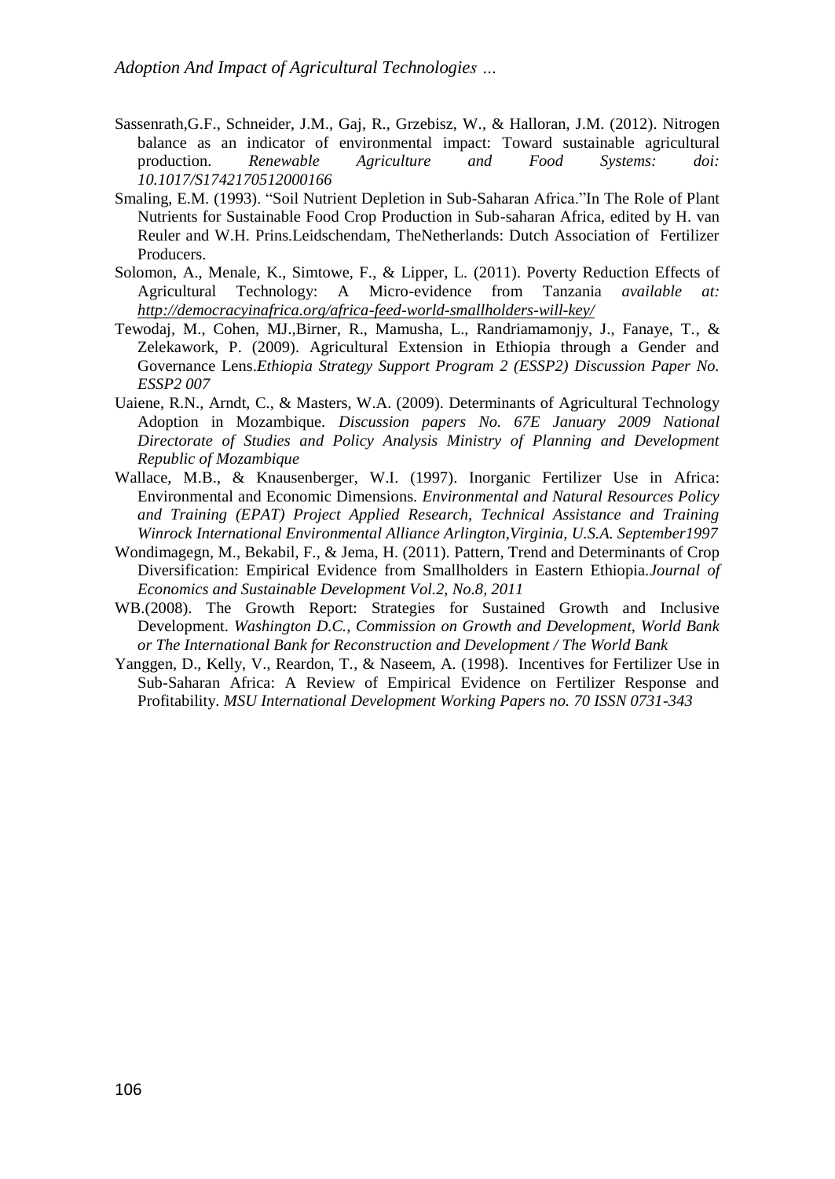Sassenrath,G.F., Schneider, J.M., Gaj, R., Grzebisz, W., & Halloran, J.M. (2012). Nitrogen balance as an indicator of environmental impact: Toward sustainable agricultural production. *Renewable Agriculture and Food Systems: doi: 10.1017/S1742170512000166*

Smaling, E.M. (1993). "Soil Nutrient Depletion in Sub-Saharan Africa."In The Role of Plant Nutrients for Sustainable Food Crop Production in Sub-saharan Africa, edited by H. van Reuler and W.H. Prins.Leidschendam, TheNetherlands: Dutch Association of Fertilizer Producers.

Solomon, A., Menale, K., Simtowe, F., & Lipper, L. (2011). Poverty Reduction Effects of Agricultural Technology: A Micro-evidence from Tanzania *available at: http://democracyinafrica.org/africa-feed-world-smallholders-will-key/*

Tewodaj, M., Cohen, MJ.,Birner, R., Mamusha, L., Randriamamonjy, J., Fanaye, T., & Zelekawork, P. (2009). Agricultural Extension in Ethiopia through a Gender and Governance Lens.*Ethiopia Strategy Support Program 2 (ESSP2) Discussion Paper No. ESSP2 007*

Uaiene, R.N., Arndt, C., & Masters, W.A. (2009). Determinants of Agricultural Technology Adoption in Mozambique. *Discussion papers No. 67E January 2009 National Directorate of Studies and Policy Analysis Ministry of Planning and Development Republic of Mozambique*

Wallace, M.B., & Knausenberger, W.I. (1997). Inorganic Fertilizer Use in Africa: Environmental and Economic Dimensions. *Environmental and Natural Resources Policy and Training (EPAT) Project Applied Research, Technical Assistance and Training Winrock International Environmental Alliance Arlington,Virginia, U.S.A. September1997*

Wondimagegn, M., Bekabil, F., & Jema, H. (2011). Pattern, Trend and Determinants of Crop Diversification: Empirical Evidence from Smallholders in Eastern Ethiopia.*Journal of Economics and Sustainable Development Vol.2, No.8, 2011*

WB.(2008). The Growth Report: Strategies for Sustained Growth and Inclusive Development. *Washington D.C., Commission on Growth and Development, World Bank or The International Bank for Reconstruction and Development / The World Bank*

Yanggen, D., Kelly, V., Reardon, T., & Naseem, A. (1998). Incentives for Fertilizer Use in Sub-Saharan Africa: A Review of Empirical Evidence on Fertilizer Response and Profitability. *MSU International Development Working Papers no. 70 ISSN 0731-343*